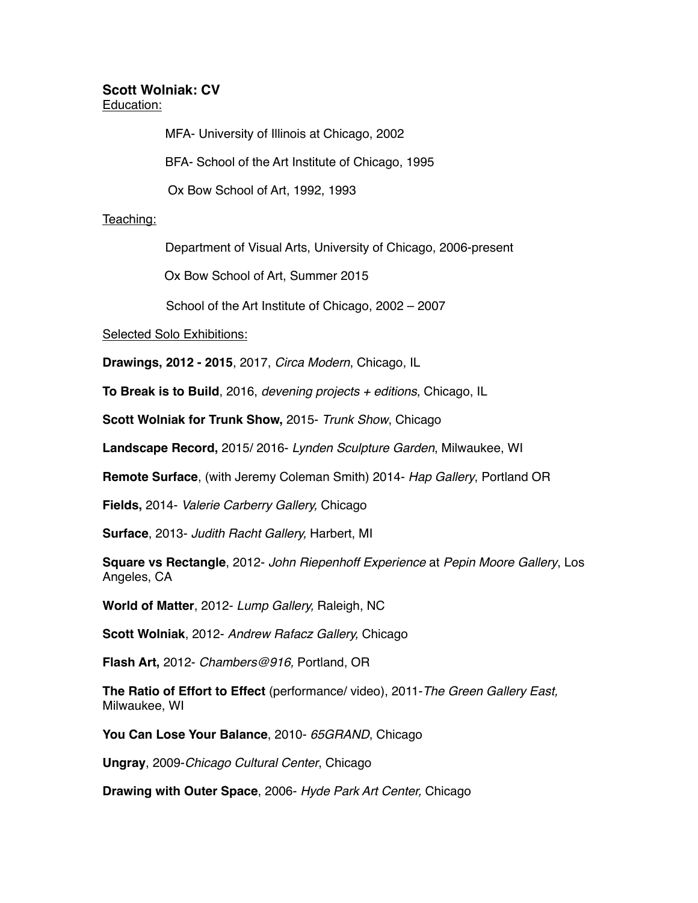# Scott Wolniak: CV

Education:

MFA- University of Illinois at Chicago, 2002

BFA- School of the Art Institute of Chicago, 1995

Ox Bow School of Art, 1992, 1993

Teaching:

Department of Visual Arts, University of Chicago, 2006-present

Ox Bow School of Art, Summer 2015

School of the Art Institute of Chicago, 2002 – 2007

Selected Solo Exhibitions:

**Drawings, 2012 - 2015**, 2017, *Circa Modern*, Chicago, IL

**To Break is to Build**, 2016, *devening projects + editions*, Chicago, IL

**Scott Wolniak for Trunk Show,** 2015- *Trunk Show*, Chicago

**Landscape Record,** 2015/ 2016- *Lynden Sculpture Garden*, Milwaukee, WI

**Remote Surface**, (with Jeremy Coleman Smith) 2014- *Hap Gallery*, Portland OR

**Fields,** 2014- *Valerie Carberry Gallery,* Chicago

**Surface**, 2013- *Judith Racht Gallery,* Harbert, MI

**Square vs Rectangle**, 2012- *John Riepenhoff Experience* at *Pepin Moore Gallery*, Los Angeles, CA

**World of Matter**, 2012- *Lump Gallery,* Raleigh, NC

**Scott Wolniak**, 2012- *Andrew Rafacz Gallery,* Chicago

**Flash Art,** 2012- *Chambers@916,* Portland, OR

**The Ratio of Effort to Effect** (performance/ video), 2011-*The Green Gallery East,* Milwaukee, WI

**You Can Lose Your Balance**, 2010- *65GRAND*, Chicago

**Ungray**, 2009-*Chicago Cultural Center*, Chicago

**Drawing with Outer Space**, 2006- *Hyde Park Art Center,* Chicago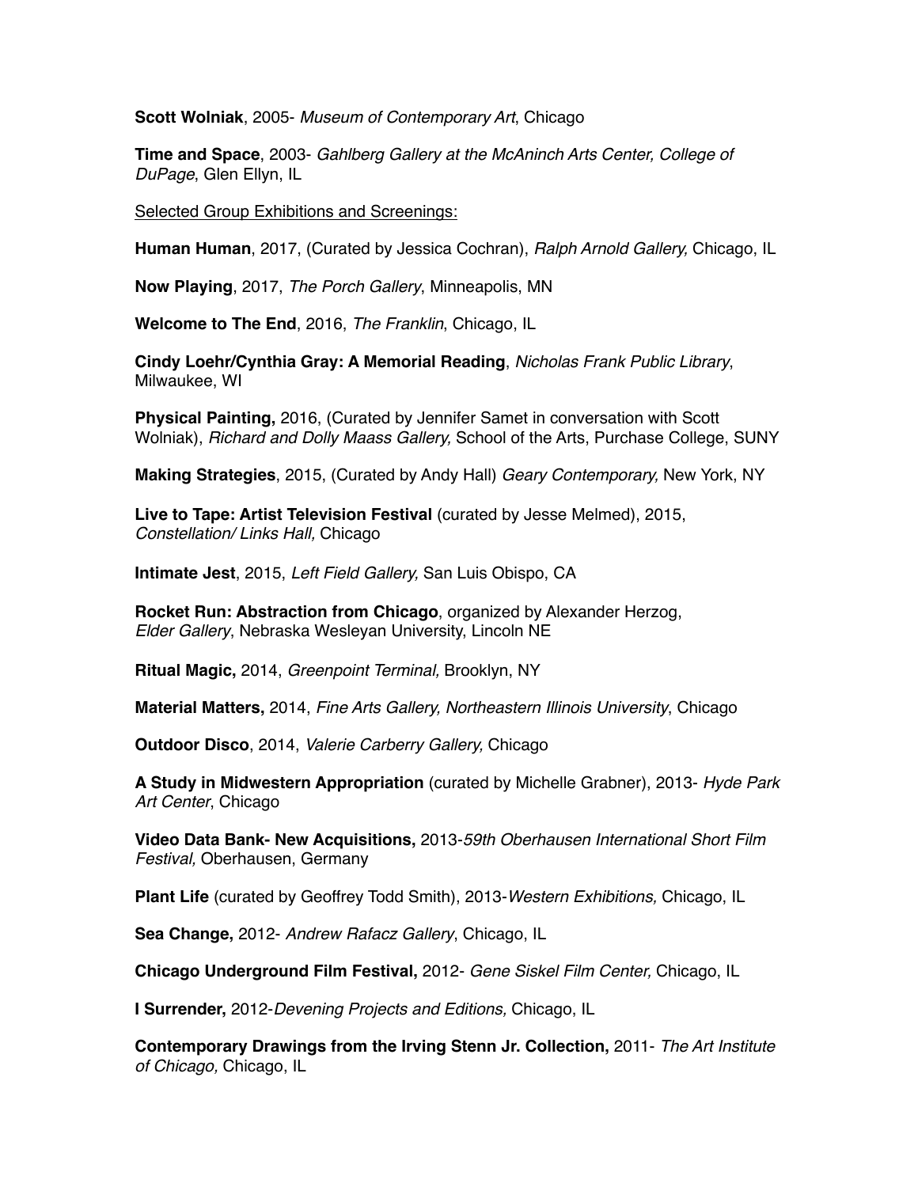**Scott Wolniak**, 2005- *Museum of Contemporary Art*, Chicago

**Time and Space**, 2003- *Gahlberg Gallery at the McAninch Arts Center, College of DuPage*, Glen Ellyn, IL

Selected Group Exhibitions and Screenings:

**Human Human**, 2017, (Curated by Jessica Cochran), *Ralph Arnold Gallery,* Chicago, IL

**Now Playing**, 2017, *The Porch Gallery*, Minneapolis, MN

**Welcome to The End**, 2016, *The Franklin*, Chicago, IL

**Cindy Loehr/Cynthia Gray: A Memorial Reading**, *Nicholas Frank Public Library*, Milwaukee, WI

**Physical Painting,** 2016, (Curated by Jennifer Samet in conversation with Scott Wolniak), *Richard and Dolly Maass Gallery,* School of the Arts, Purchase College, SUNY

**Making Strategies**, 2015, (Curated by Andy Hall) *Geary Contemporary,* New York, NY

**Live to Tape: Artist Television Festival** (curated by Jesse Melmed), 2015, *Constellation/ Links Hall,* Chicago

**Intimate Jest**, 2015, *Left Field Gallery,* San Luis Obispo, CA

**Rocket Run: Abstraction from Chicago**, organized by Alexander Herzog, *Elder Gallery*, Nebraska Wesleyan University, Lincoln NE

**Ritual Magic,** 2014, *Greenpoint Terminal,* Brooklyn, NY

**Material Matters,** 2014, *Fine Arts Gallery, Northeastern Illinois University*, Chicago

**Outdoor Disco**, 2014, *Valerie Carberry Gallery,* Chicago

**A Study in Midwestern Appropriation** (curated by Michelle Grabner), 2013- *Hyde Park Art Center*, Chicago

**Video Data Bank- New Acquisitions,** 2013-*59th Oberhausen International Short Film Festival,* Oberhausen, Germany

**Plant Life** (curated by Geoffrey Todd Smith), 2013-*Western Exhibitions,* Chicago, IL

**Sea Change,** 2012- *Andrew Rafacz Gallery*, Chicago, IL

**Chicago Underground Film Festival,** 2012- *Gene Siskel Film Center,* Chicago, IL

**I Surrender,** 2012-*Devening Projects and Editions,* Chicago, IL

**Contemporary Drawings from the Irving Stenn Jr. Collection,** 2011- *The Art Institute of Chicago,* Chicago, IL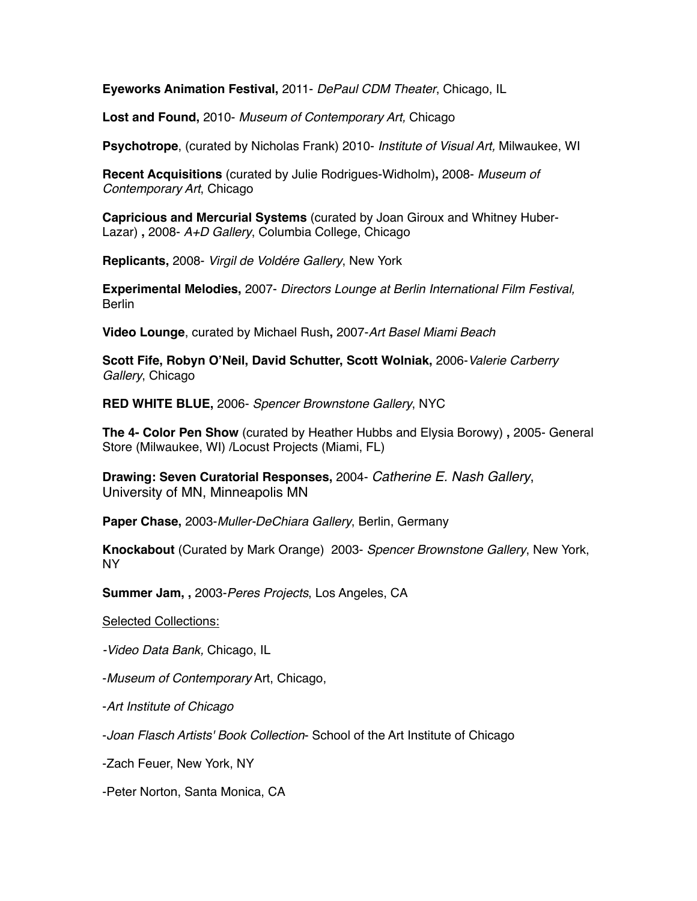**Eyeworks Animation Festival,** 2011- *DePaul CDM Theater*, Chicago, IL

**Lost and Found,** 2010- *Museum of Contemporary Art,* Chicago

**Psychotrope**, (curated by Nicholas Frank) 2010- *Institute of Visual Art,* Milwaukee, WI

**Recent Acquisitions** (curated by Julie Rodrigues-Widholm)**,** 2008- *Museum of Contemporary Art*, Chicago

**Capricious and Mercurial Systems** (curated by Joan Giroux and Whitney Huber-Lazar) **,** 2008- *A+D Gallery*, Columbia College, Chicago

**Replicants,** 2008- *Virgil de Voldére Gallery*, New York

**Experimental Melodies,** 2007- *Directors Lounge at Berlin International Film Festival,* Berlin

**Video Lounge**, curated by Michael Rush**,** 2007-*Art Basel Miami Beach*

**Scott Fife, Robyn O'Neil, David Schutter, Scott Wolniak,** 2006-*Valerie Carberry Gallery*, Chicago

**RED WHITE BLUE,** 2006- *Spencer Brownstone Gallery*, NYC

**The 4- Color Pen Show** (curated by Heather Hubbs and Elysia Borowy) **,** 2005- General Store (Milwaukee, WI) /Locust Projects (Miami, FL)

**Drawing: Seven Curatorial Responses,** 2004- *Catherine E. Nash Gallery*, University of MN, Minneapolis MN

**Paper Chase,** 2003-*Muller-DeChiara Gallery*, Berlin, Germany

**Knockabout** (Curated by Mark Orange) 2003- *Spencer Brownstone Gallery*, New York, NY

**Summer Jam, ,** 2003-*Peres Projects*, Los Angeles, CA

Selected Collections:

-*Video Data Bank,* Chicago, IL

-*Museum of Contemporary* Art, Chicago,

-*Art Institute of Chicago*

-*Joan Flasch Artists' Book Collection*- School of the Art Institute of Chicago

-Zach Feuer, New York, NY

-Peter Norton, Santa Monica, CA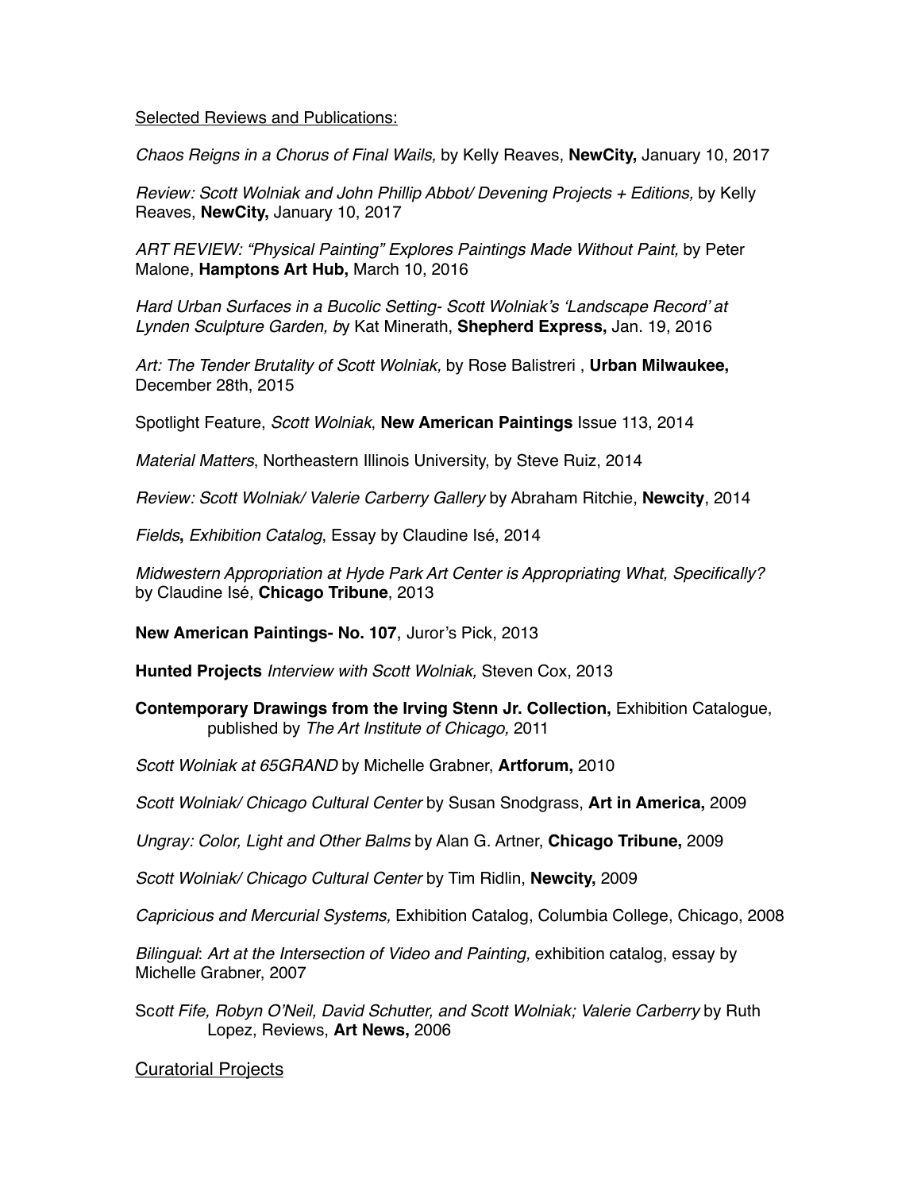Selected Reviews and Publications:

*Chaos Reigns in a Chorus of Final Wails,* by Kelly Reaves, **NewCity,** January 10, 2017

*Review: Scott Wolniak and John Phillip Abbot/ Devening Projects + Editions,* by Kelly Reaves, **NewCity,** January 10, 2017

*ART REVIEW: "Physical Painting" Explores Paintings Made Without Paint,* by Peter Malone, **Hamptons Art Hub,** March 10, 2016

*Hard Urban Surfaces in a Bucolic Setting- Scott Wolniak's 'Landscape Record' at Lynden Sculpture Garden, b*y Kat Minerath, **Shepherd Express,** Jan. 19, 2016

*Art: The Tender Brutality of Scott Wolniak,* by Rose Balistreri , **Urban Milwaukee,** December 28th, 2015

Spotlight Feature, *Scott Wolniak*, **New American Paintings** Issue 113, 2014

*Material Matters*, Northeastern Illinois University, by Steve Ruiz, 2014

*Review: Scott Wolniak/ Valerie Carberry Gallery* by Abraham Ritchie, **Newcity**, 2014

*Fields***,** *Exhibition Catalog*, Essay by Claudine Isé, 2014

*Midwestern Appropriation at Hyde Park Art Center is Appropriating What, Specifically?* by Claudine Isé, **Chicago Tribune**, 2013

**New American Paintings- No. 107**, Juror's Pick, 2013

**Hunted Projects** *Interview with Scott Wolniak,* Steven Cox, 2013

**Contemporary Drawings from the Irving Stenn Jr. Collection,** Exhibition Catalogue, published by *The Art Institute of Chicago,* 2011

*Scott Wolniak at 65GRAND* by Michelle Grabner, **Artforum,** 2010

*Scott Wolniak/ Chicago Cultural Center* by Susan Snodgrass, **Art in America,** 2009

*Ungray: Color, Light and Other Balms* by Alan G. Artner, **Chicago Tribune,** 2009

*Scott Wolniak/ Chicago Cultural Center* by Tim Ridlin, **Newcity,** 2009

*Capricious and Mercurial Systems,* Exhibition Catalog, Columbia College, Chicago, 2008

*Bilingual*: *Art at the Intersection of Video and Painting,* exhibition catalog, essay by Michelle Grabner, 2007

Sc*ott Fife, Robyn O'Neil, David Schutter, and Scott Wolniak; Valerie Carberry* by Ruth Lopez, Reviews, **Art News,** 2006

Curatorial Projects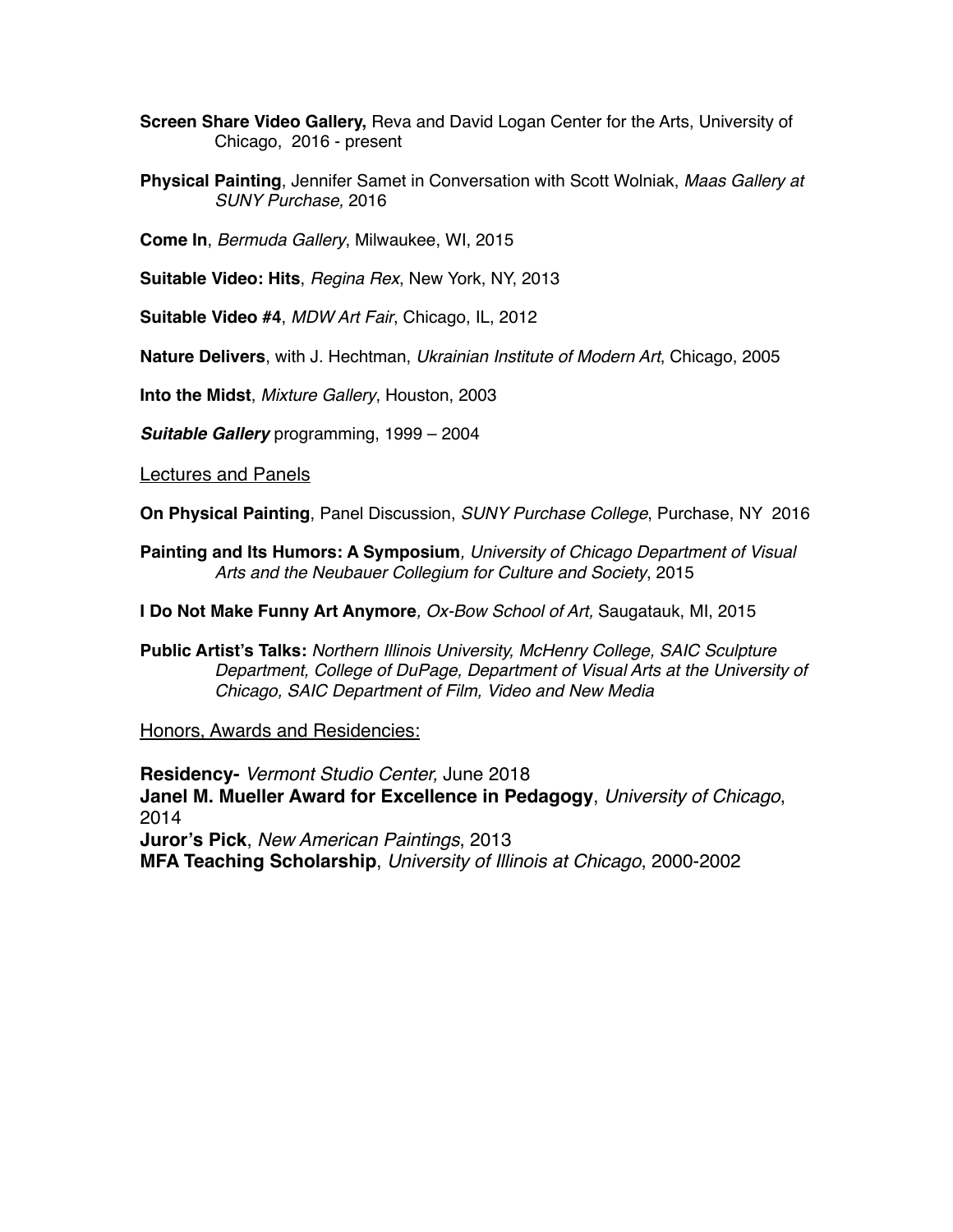**Screen Share Video Gallery,** Reva and David Logan Center for the Arts, University of Chicago, 2016 - present

**Physical Painting**, Jennifer Samet in Conversation with Scott Wolniak, *Maas Gallery at SUNY Purchase,* 2016

**Come In**, *Bermuda Gallery*, Milwaukee, WI, 2015

**Suitable Video: Hits**, *Regina Rex*, New York, NY, 2013

**Suitable Video #4**, *MDW Art Fair*, Chicago, IL, 2012

**Nature Delivers**, with J. Hechtman, *Ukrainian Institute of Modern Art*, Chicago, 2005

**Into the Midst**, *Mixture Gallery*, Houston, 2003

***Suitable Gallery*** programming, 1999 – 2004

## Lectures and Panels

**On Physical Painting**, Panel Discussion, *SUNY Purchase College*, Purchase, NY 2016

**Painting and Its Humors: A Symposium***, University of Chicago Department of Visual Arts and the Neubauer Collegium for Culture and Society*, 2015

**I Do Not Make Funny Art Anymore***, Ox-Bow School of Art,* Saugatauk, MI, 2015

**Public Artist's Talks:** *Northern Illinois University, McHenry College, SAIC Sculpture Department, College of DuPage, Department of Visual Arts at the University of Chicago, SAIC Department of Film, Video and New Media*

## Honors, Awards and Residencies:

**Residency-** *Vermont Studio Center,* June 2018
**Janel M. Mueller Award for Excellence in Pedagogy**, *University of Chicago*, 2014
**Juror's Pick**, *New American Paintings*, 2013
**MFA Teaching Scholarship**, *University of Illinois at Chicago*, 2000-2002